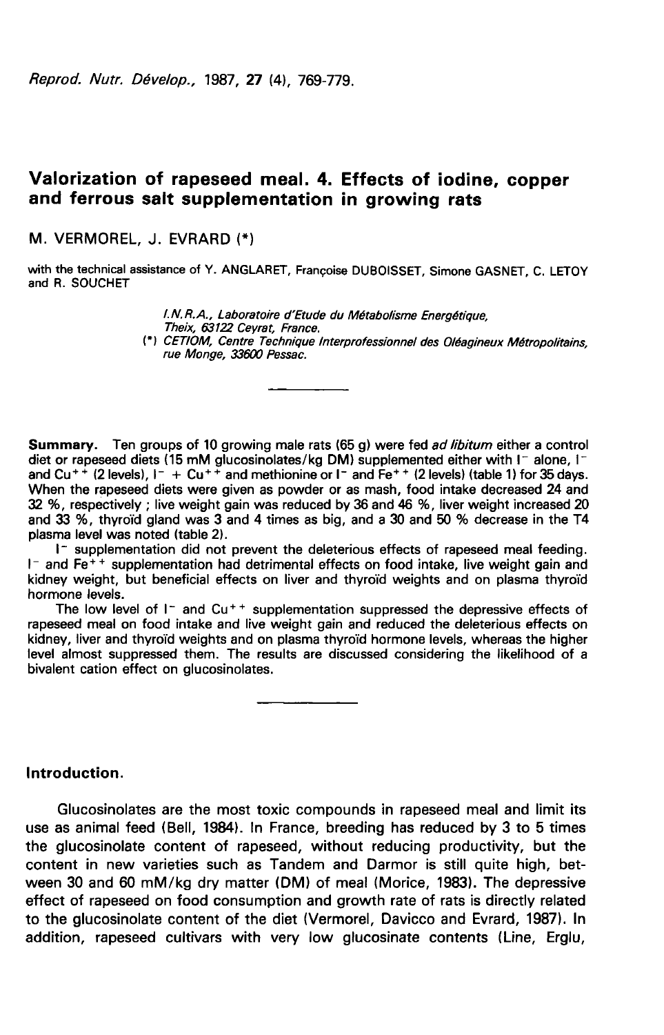# Valorization of rapeseed meal. 4. Effects of iodine, copper and ferrous salt supplementation in growing rats

M. VERMOREL, J. EVRARD (*)

with the technical assistance of Y. ANGLARET, Françoise DUBOISSET, Simone GASNET, C. LETOY and R. SOUCHET

*I.N.R.A., Laboratoire d'Etude du Métabolisme Energétique, Theix, 63122 Ceyrat, France.*

(*) *CETIOM, Centre Technique Interprofessionnel des Oléagineux Métropolitains, rue Monge, 33600 Pessac.*

---

**Summary.** Ten groups of 10 growing male rats (65 g) were fed *ad libitum* either a control diet or rapeseed diets (15 mM glucosinolates/kg DM) supplemented either with $I^-$ alone, $I^-$ and $Cu^{++}$ (2 levels), $I^-$ + $Cu^{++}$ and methionine or $I^-$ and $Fe^{++}$ (2 levels) (table 1) for 35 days. When the rapeseed diets were given as powder or as mash, food intake decreased 24 and 32 %, respectively ; live weight gain was reduced by 36 and 46 %, liver weight increased 20 and 33 %, thyroïd gland was 3 and 4 times as big, and a 30 and 50 % decrease in the T4 plasma level was noted (table 2).

$I^-$ supplementation did not prevent the deleterious effects of rapeseed meal feeding. $I^-$ and $Fe^{++}$ supplementation had detrimental effects on food intake, live weight gain and kidney weight, but beneficial effects on liver and thyroïd weights and on plasma thyroïd hormone levels.

The low level of $I^-$ and $Cu^{++}$ supplementation suppressed the depressive effects of rapeseed meal on food intake and live weight gain and reduced the deleterious effects on kidney, liver and thyroïd weights and on plasma thyroïd hormone levels, whereas the higher level almost suppressed them. The results are discussed considering the likelihood of a bivalent cation effect on glucosinolates.

---

## Introduction.

Glucosinolates are the most toxic compounds in rapeseed meal and limit its use as animal feed (Bell, 1984). In France, breeding has reduced by 3 to 5 times the glucosinolate content of rapeseed, without reducing productivity, but the content in new varieties such as Tandem and Darmor is still quite high, between 30 and 60 mM/kg dry matter (DM) of meal (Morice, 1983). The depressive effect of rapeseed on food consumption and growth rate of rats is directly related to the glucosinolate content of the diet (Vermorel, Davicco and Evrard, 1987). In addition, rapeseed cultivars with very low glucosinate contents (Line, Erglu,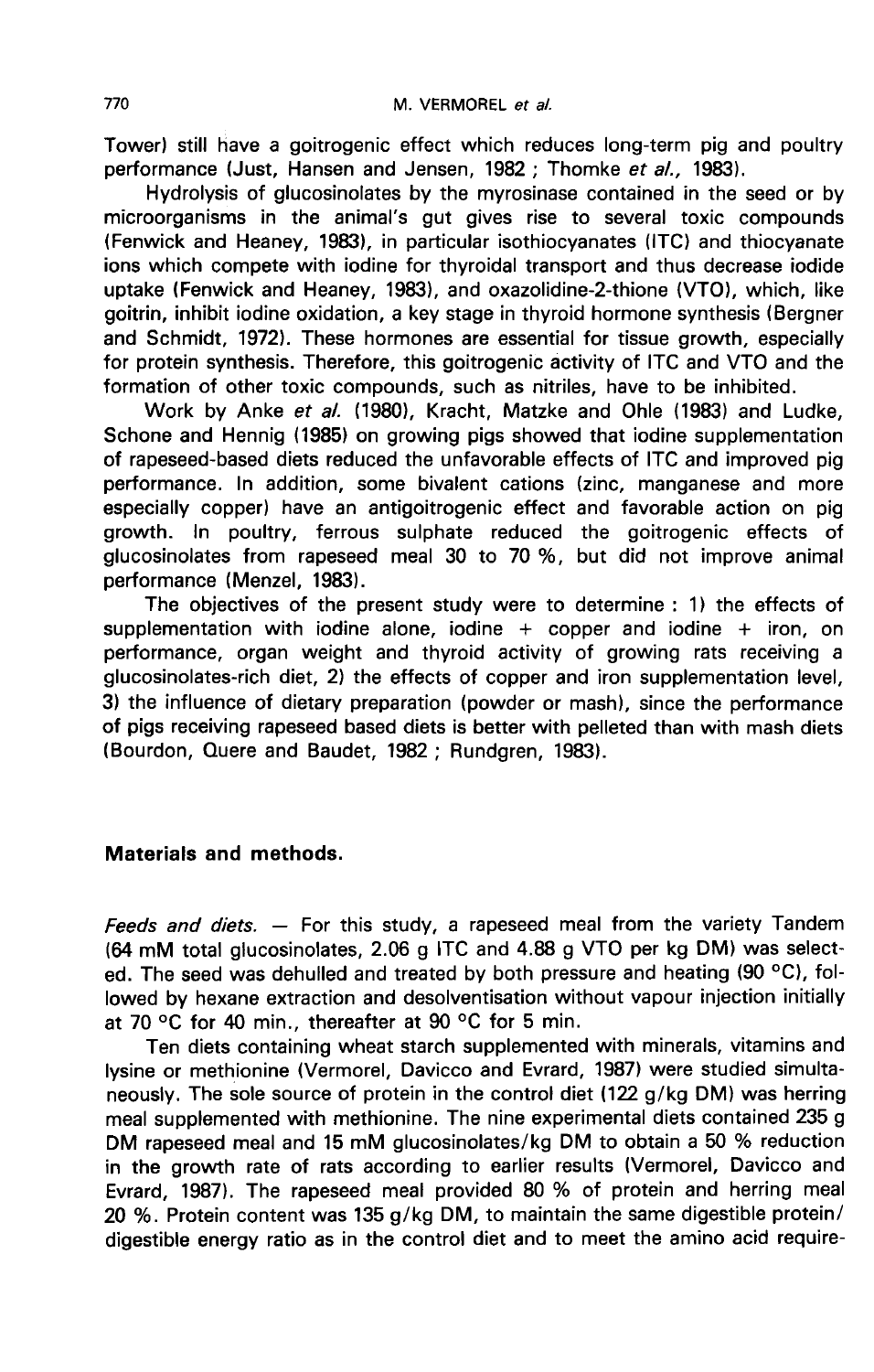Tower) still have a goitrogenic effect which reduces long-term pig and poultry performance (Just, Hansen and Jensen, 1982 ; Thomke *et al.*, 1983).

Hydrolysis of glucosinolates by the myrosinase contained in the seed or by microorganisms in the animal's gut gives rise to several toxic compounds (Fenwick and Heaney, 1983), in particular isothiocyanates (ITC) and thiocyanate ions which compete with iodine for thyroidal transport and thus decrease iodide uptake (Fenwick and Heaney, 1983), and oxazolidine-2-thione (VTO), which, like goitrin, inhibit iodine oxidation, a key stage in thyroid hormone synthesis (Bergner and Schmidt, 1972). These hormones are essential for tissue growth, especially for protein synthesis. Therefore, this goitrogenic activity of ITC and VTO and the formation of other toxic compounds, such as nitriles, have to be inhibited.

Work by Anke *et al.* (1980), Kracht, Matzke and Ohle (1983) and Ludke, Schone and Hennig (1985) on growing pigs showed that iodine supplementation of rapeseed-based diets reduced the unfavorable effects of ITC and improved pig performance. In addition, some bivalent cations (zinc, manganese and more especially copper) have an antigoitrogenic effect and favorable action on pig growth. In poultry, ferrous sulphate reduced the goitrogenic effects of glucosinolates from rapeseed meal 30 to 70 %, but did not improve animal performance (Menzel, 1983).

The objectives of the present study were to determine : 1) the effects of supplementation with iodine alone, iodine + copper and iodine + iron, on performance, organ weight and thyroid activity of growing rats receiving a glucosinolates-rich diet, 2) the effects of copper and iron supplementation level, 3) the influence of dietary preparation (powder or mash), since the performance of pigs receiving rapeseed based diets is better with pelleted than with mash diets (Bourdon, Quere and Baudet, 1982 ; Rundgren, 1983).

## Materials and methods.

*Feeds and diets.* — For this study, a rapeseed meal from the variety Tandem (64 mM total glucosinolates, 2.06 g ITC and 4.88 g VTO per kg DM) was selected. The seed was dehulled and treated by both pressure and heating (90 °C), followed by hexane extraction and desolventisation without vapour injection initially at 70 °C for 40 min., thereafter at 90 °C for 5 min.

Ten diets containing wheat starch supplemented with minerals, vitamins and lysine or methionine (Vermorel, Davicco and Evrard, 1987) were studied simultaneously. The sole source of protein in the control diet (122 g/kg DM) was herring meal supplemented with methionine. The nine experimental diets contained 235 g DM rapeseed meal and 15 mM glucosinolates/kg DM to obtain a 50 % reduction in the growth rate of rats according to earlier results (Vermorel, Davicco and Evrard, 1987). The rapeseed meal provided 80 % of protein and herring meal 20 %. Protein content was 135 g/kg DM, to maintain the same digestible protein/digestible energy ratio as in the control diet and to meet the amino acid require-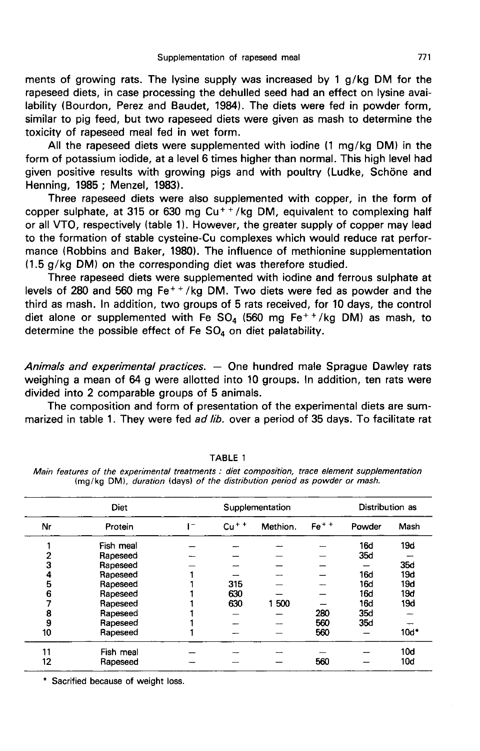ments of growing rats. The lysine supply was increased by 1 g/kg DM for the rapeseed diets, in case processing the dehulled seed had an effect on lysine availability (Bourdon, Perez and Baudet, 1984). The diets were fed in powder form, similar to pig feed, but two rapeseed diets were given as mash to determine the toxicity of rapeseed meal fed in wet form.

All the rapeseed diets were supplemented with iodine (1 mg/kg DM) in the form of potassium iodide, at a level 6 times higher than normal. This high level had given positive results with growing pigs and with poultry (Ludke, Schöne and Henning, 1985 ; Menzel, 1983).

Three rapeseed diets were also supplemented with copper, in the form of copper sulphate, at 315 or 630 mg $Cu^{++}$/kg DM, equivalent to complexing half or all VTO, respectively (table 1). However, the greater supply of copper may lead to the formation of stable cysteine-Cu complexes which would reduce rat performance (Robbins and Baker, 1980). The influence of methionine supplementation (1.5 g/kg DM) on the corresponding diet was therefore studied.

Three rapeseed diets were supplemented with iodine and ferrous sulphate at levels of 280 and 560 mg $Fe^{++}$/kg DM. Two diets were fed as powder and the third as mash. In addition, two groups of 5 rats received, for 10 days, the control diet alone or supplemented with Fe $SO_4$ (560 mg $Fe^{++}$/kg DM) as mash, to determine the possible effect of Fe $SO_4$ on diet palatability.

*Animals and experimental practices.* — One hundred male Sprague Dawley rats weighing a mean of 64 g were allotted into 10 groups. In addition, ten rats were divided into 2 comparable groups of 5 animals.

The composition and form of presentation of the experimental diets are summarized in table 1. They were fed *ad lib.* over a period of 35 days. To facilitate rat

TABLE 1

*Main features of the experimental treatments : diet composition, trace element supplementation (mg/kg DM), duration (days) of the distribution period as powder or mash.*

| Diet | | Supplementation | | | | Distribution as | |
|---|---|---|---|---|---|---|---|
| Nr | Protein | $I^-$ | $Cu^{++}$ | Methion. | $Fe^{++}$ | Powder | Mash |
| 1 | Fish meal | — | — | — | — | 16d | 19d |
| 2 | Rapeseed | — | — | — | — | 35d | — |
| 3 | Rapeseed | — | — | — | — | — | 35d |
| 4 | Rapeseed | 1 | — | — | — | 16d | 19d |
| 5 | Rapeseed | 1 | 315 | — | — | 16d | 19d |
| 6 | Rapeseed | 1 | 630 | — | — | 16d | 19d |
| 7 | Rapeseed | 1 | 630 | 1 500 | — | 16d | 19d |
| 8 | Rapeseed | 1 | — | — | 280 | 35d | — |
| 9 | Rapeseed | 1 | — | — | 560 | 35d | — |
| 10 | Rapeseed | 1 | — | — | 560 | — | 10d* |
| 11 | Fish meal | — | — | — | — | — | 10d |
| 12 | Rapeseed | — | — | — | 560 | — | 10d |

\* Sacrified because of weight loss.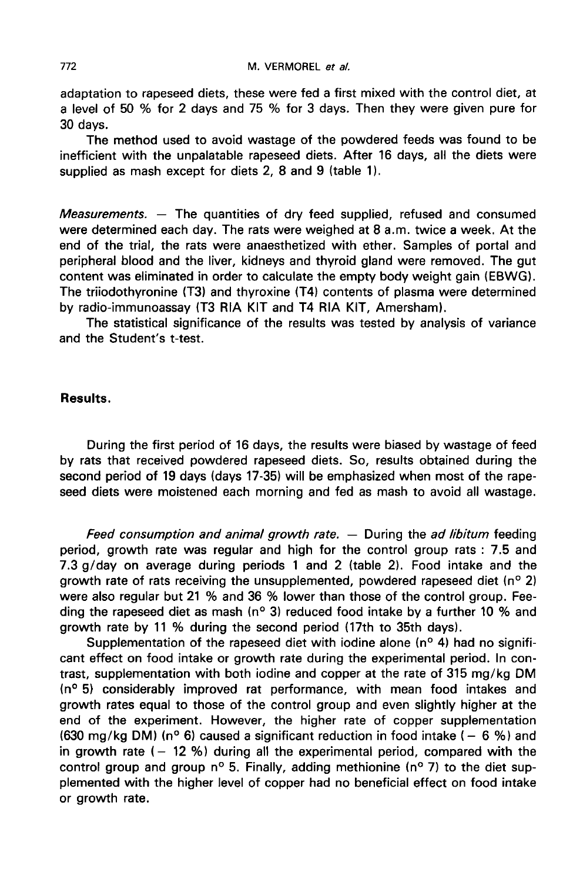adaptation to rapeseed diets, these were fed a first mixed with the control diet, at a level of 50 % for 2 days and 75 % for 3 days. Then they were given pure for 30 days.

The method used to avoid wastage of the powdered feeds was found to be inefficient with the unpalatable rapeseed diets. After 16 days, all the diets were supplied as mash except for diets 2, 8 and 9 (table 1).

*Measurements.* — The quantities of dry feed supplied, refused and consumed were determined each day. The rats were weighed at 8 a.m. twice a week. At the end of the trial, the rats were anaesthetized with ether. Samples of portal and peripheral blood and the liver, kidneys and thyroid gland were removed. The gut content was eliminated in order to calculate the empty body weight gain (EBWG). The triiodothyronine (T3) and thyroxine (T4) contents of plasma were determined by radio-immunoassay (T3 RIA KIT and T4 RIA KIT, Amersham).

The statistical significance of the results was tested by analysis of variance and the Student's t-test.

## Results.

During the first period of 16 days, the results were biased by wastage of feed by rats that received powdered rapeseed diets. So, results obtained during the second period of 19 days (days 17-35) will be emphasized when most of the rapeseed diets were moistened each morning and fed as mash to avoid all wastage.

*Feed consumption and animal growth rate.* — During the *ad libitum* feeding period, growth rate was regular and high for the control group rats : 7.5 and 7.3 g/day on average during periods 1 and 2 (table 2). Food intake and the growth rate of rats receiving the unsupplemented, powdered rapeseed diet (n° 2) were also regular but 21 % and 36 % lower than those of the control group. Feeding the rapeseed diet as mash (n° 3) reduced food intake by a further 10 % and growth rate by 11 % during the second period (17th to 35th days).

Supplementation of the rapeseed diet with iodine alone (n° 4) had no significant effect on food intake or growth rate during the experimental period. In contrast, supplementation with both iodine and copper at the rate of 315 mg/kg DM (n° 5) considerably improved rat performance, with mean food intakes and growth rates equal to those of the control group and even slightly higher at the end of the experiment. However, the higher rate of copper supplementation (630 mg/kg DM) (n° 6) caused a significant reduction in food intake (− 6 %) and in growth rate (− 12 %) during all the experimental period, compared with the control group and group n° 5. Finally, adding methionine (n° 7) to the diet supplemented with the higher level of copper had no beneficial effect on food intake or growth rate.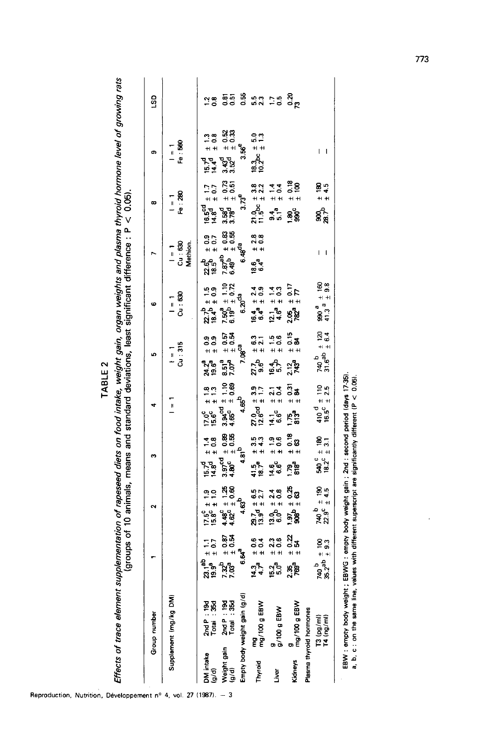# TABLE 2

*Effects of trace element supplementation of rapeseed diets on food intake, weight gain, organ weights and plasma thyroid hormone level of growing rats* (groups of 10 animals, means and standard deviations, least significant difference : $P < 0.05$).

| Group number | | 1 | 2 | 3 | 4 | 5 | 6 | 7 | 8 | 9 | LSD |
|---|---|---|---|---|---|---|---|---|---|---|---|
| Supplement (mg/kg DMI) | | | | | I = 1 | I = 1<br>Cu : 315 | I = 1<br>Cu : 630 | I = 1<br>Cu : 630<br>Methion. | I = 1<br>Fe : 280 | I = 1<br>Fe : 560 | |
| DM intake (g/d) | 2nd P : 19d | 23.1[ab] ± 1.1 | 17.5[c] ± 1.9 | 15.7[d] ± 1.4 | 17.0[c] ± 1.8 | 24.2[a] ± 0.9 | 22.7[b] ± 1.5 | 22.6[b] ± 0.9 | 16.5[cd] ± 1.7 | 15.7[d] ± 1.3 | 1.2 |
| | Total : 35d | 19.9[a] ± 0.7 | 15.8[c] ± 1.0 | 14.8[d] ± 0.8 | 15.6[c] ± 1.3 | 19.6[a] ± 0.9 | 18.4[b] ± 0.9 | 18.5[b] ± 0.7 | 14.8[d] ± 0.7 | 14.4[d] ± 0.8 | 0.8 |
| Weight gain (g/d) | 2nd P : 19d | 7.32[b] ± 0.87 | 4.48[c] ± 1.25 | 3.97[cd] ± 0.89 | 3.94[cd] ± 1.10 | 8.51[a] ± 0.57 | 7.50[b] ± 1.10 | 7.87[ab] ± 0.83 | 3.58[d] ± 0.73 | 3.43[d] ± 0.52 | 0.81 |
| | Total : 35d | 7.03[a] ± 0.54 | 4.62[c] ± 0.60 | 4.80[c] ± 0.55 | 4.65[c] ± 0.69 | 7.07[a] ± 0.54 | 6.19[b] ± 0.72 | 6.49[b] ± 0.55 | 3.78[d] ± 0.51 | 3.52[d] ± 0.33 | 0.51 |
| Empty body weight gain (g/d) | | 6.64[a] | 4.63[b] | 4.81[b] | 4.65[b] | 7.08[ca] | 6.20[da] | 6.48[da] | 3.73[e] | 3.56[e] | 0.55 |
| Thyroid | mg | 14.3 ± 0.6 | 29.7[d] ± 6.5 | 41.5[e] ± 3.5 | 27.0[cd] ± 3.9 | 27.7[b] ± 6.3 | 16.4 ± 2.4 | 18.6 ± 2.8 | 21.0[bc] ± 3.8 | 18.3[bc] ± 5.0 | 5.5 |
| | mg/100 g EBW | 4.7[a] ± 0.4 | 13.9[d] ± 2.7 | 18.7[e] ± 4.3 | 12.6[cd] ± 1.7 | 9.6[b] ± 2.1 | 6.4[a] ± 0.9 | 6.4[a] ± 0.8 | 11.5[bc] ± 2.2 | 10.2[bc] ± 1.3 | 2.3 |
| Liver | g | 15.2 ± 2.3 | 13.0 ± 2.4 | 14.6 ± 1.9 | 14.1 ± 2.1 | 16.4 ± 1.5 | 12.1 ± 1.4 | | 9.4 ± 1.4 | | 1.7 |
| | g/100 g EBW | 5.0[a] ± 0.6 | 6.0[b] ± 0.8 | 6.6[c] ± 0.6 | 6.6[c] ± 0.4 | 5.7[b] ± 0.6 | 4.6[a] ± 0.3 | | 5.1[a] ± 0.4 | | 0.5 |
| Kidneys | g | 2.35 ± 0.22 | 1.97 ± 0.25 | 1.79 ± 0.18 | 1.75 ± 0.31 | 2.12 ± 0.15 | 2.05 ± 0.17 | | 1.80 ± 0.18 | | 0.20 |
| | mg/100 g EBW | 769[a] ± 54 | 908[b] ± 63 | 818[a] ± 63 | 813[a] ± 84 | 743[a] ± 84 | 782[a] ± 77 | | 990[c] ± 100 | | 73 |
| Plasma thyroid hormones | | | | | | | | | | | |
| | T3 (pg/ml) | 740[b] ± 100 | 740[b] ± 190 | 540[c] ± 180 | 410[d] ± 110 | 740[b] ± 120 | 990[a] ± 160 | — | 900 ± 180 | — | |
| | T4 (ng/ml) | 35.2[ab] ± 9.3 | 22.9[c] ± 4.5 | 18.2[c] ± 3.1 | 16.5[c] ± 2.5 | 31.6[ab] ± 6.4 | 41.3[a] ± 9.8 | — | 28.7[b] ± 4.5 | — | |

EBW : empty body weight ; EBWG : empty body weight gain ; 2nd : second period (days 17-35).
a, b, c : on the same line, values with different superscript are significantly different ($P < 0.05$).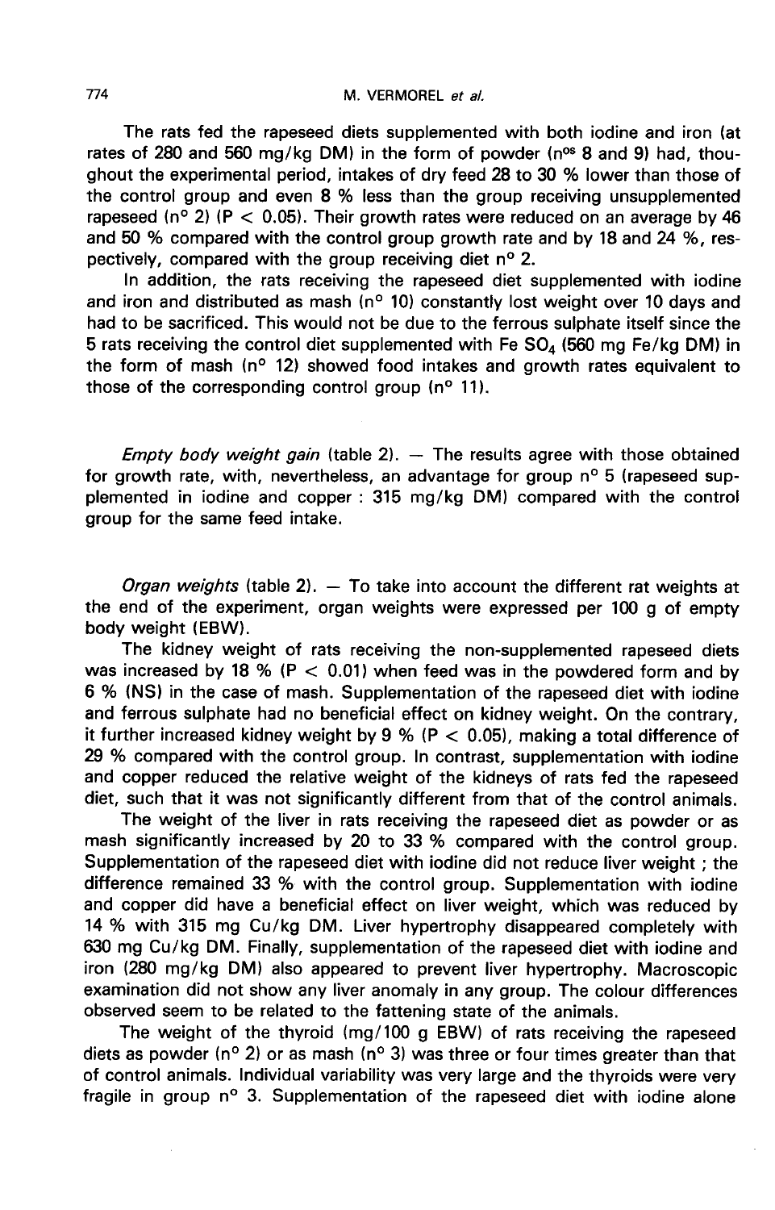The rats fed the rapeseed diets supplemented with both iodine and iron (at rates of 280 and 560 mg/kg DM) in the form of powder (nos 8 and 9) had, thoughout the experimental period, intakes of dry feed 28 to 30 % lower than those of the control group and even 8 % less than the group receiving unsupplemented rapeseed (n° 2) ($P < 0.05$). Their growth rates were reduced on an average by 46 and 50 % compared with the control group growth rate and by 18 and 24 %, respectively, compared with the group receiving diet n° 2.

In addition, the rats receiving the rapeseed diet supplemented with iodine and iron and distributed as mash (n° 10) constantly lost weight over 10 days and had to be sacrificed. This would not be due to the ferrous sulphate itself since the 5 rats receiving the control diet supplemented with $FeSO_4$ (560 mg Fe/kg DM) in the form of mash (n° 12) showed food intakes and growth rates equivalent to those of the corresponding control group (n° 11).

*Empty body weight gain* (table 2). — The results agree with those obtained for growth rate, with, nevertheless, an advantage for group n° 5 (rapeseed supplemented in iodine and copper : 315 mg/kg DM) compared with the control group for the same feed intake.

*Organ weights* (table 2). — To take into account the different rat weights at the end of the experiment, organ weights were expressed per 100 g of empty body weight (EBW).

The kidney weight of rats receiving the non-supplemented rapeseed diets was increased by 18 % ($P < 0.01$) when feed was in the powdered form and by 6 % (NS) in the case of mash. Supplementation of the rapeseed diet with iodine and ferrous sulphate had no beneficial effect on kidney weight. On the contrary, it further increased kidney weight by 9 % ($P < 0.05$), making a total difference of 29 % compared with the control group. In contrast, supplementation with iodine and copper reduced the relative weight of the kidneys of rats fed the rapeseed diet, such that it was not significantly different from that of the control animals.

The weight of the liver in rats receiving the rapeseed diet as powder or as mash significantly increased by 20 to 33 % compared with the control group. Supplementation of the rapeseed diet with iodine did not reduce liver weight ; the difference remained 33 % with the control group. Supplementation with iodine and copper did have a beneficial effect on liver weight, which was reduced by 14 % with 315 mg Cu/kg DM. Liver hypertrophy disappeared completely with 630 mg Cu/kg DM. Finally, supplementation of the rapeseed diet with iodine and iron (280 mg/kg DM) also appeared to prevent liver hypertrophy. Macroscopic examination did not show any liver anomaly in any group. The colour differences observed seem to be related to the fattening state of the animals.

The weight of the thyroid (mg/100 g EBW) of rats receiving the rapeseed diets as powder (n° 2) or as mash (n° 3) was three or four times greater than that of control animals. Individual variability was very large and the thyroids were very fragile in group n° 3. Supplementation of the rapeseed diet with iodine alone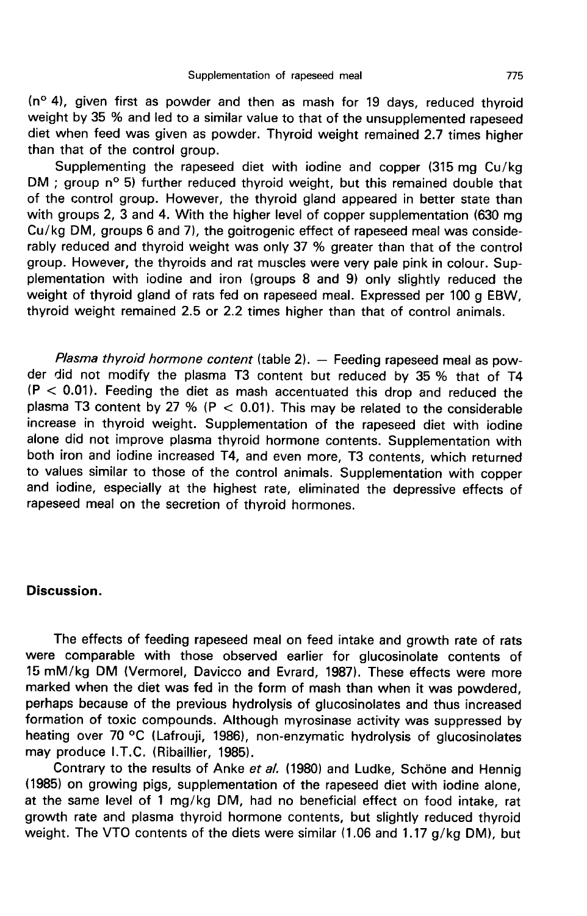(n° 4), given first as powder and then as mash for 19 days, reduced thyroid weight by 35 % and led to a similar value to that of the unsupplemented rapeseed diet when feed was given as powder. Thyroid weight remained 2.7 times higher than that of the control group.

Supplementing the rapeseed diet with iodine and copper (315 mg Cu/kg DM ; group n° 5) further reduced thyroid weight, but this remained double that of the control group. However, the thyroid gland appeared in better state than with groups 2, 3 and 4. With the higher level of copper supplementation (630 mg Cu/kg DM, groups 6 and 7), the goitrogenic effect of rapeseed meal was considerably reduced and thyroid weight was only 37 % greater than that of the control group. However, the thyroids and rat muscles were very pale pink in colour. Supplementation with iodine and iron (groups 8 and 9) only slightly reduced the weight of thyroid gland of rats fed on rapeseed meal. Expressed per 100 g EBW, thyroid weight remained 2.5 or 2.2 times higher than that of control animals.

*Plasma thyroid hormone content* (table 2). — Feeding rapeseed meal as powder did not modify the plasma T3 content but reduced by 35 % that of T4 ($P < 0.01$). Feeding the diet as mash accentuated this drop and reduced the plasma T3 content by 27 % ($P < 0.01$). This may be related to the considerable increase in thyroid weight. Supplementation of the rapeseed diet with iodine alone did not improve plasma thyroid hormone contents. Supplementation with both iron and iodine increased T4, and even more, T3 contents, which returned to values similar to those of the control animals. Supplementation with copper and iodine, especially at the highest rate, eliminated the depressive effects of rapeseed meal on the secretion of thyroid hormones.

## Discussion.

The effects of feeding rapeseed meal on feed intake and growth rate of rats were comparable with those observed earlier for glucosinolate contents of 15 mM/kg DM (Vermorel, Davicco and Evrard, 1987). These effects were more marked when the diet was fed in the form of mash than when it was powdered, perhaps because of the previous hydrolysis of glucosinolates and thus increased formation of toxic compounds. Although myrosinase activity was suppressed by heating over 70 °C (Lafrouji, 1986), non-enzymatic hydrolysis of glucosinolates may produce I.T.C. (Ribaillier, 1985).

Contrary to the results of Anke *et al.* (1980) and Ludke, Schöne and Hennig (1985) on growing pigs, supplementation of the rapeseed diet with iodine alone, at the same level of 1 mg/kg DM, had no beneficial effect on food intake, rat growth rate and plasma thyroid hormone contents, but slightly reduced thyroid weight. The VTO contents of the diets were similar (1.06 and 1.17 g/kg DM), but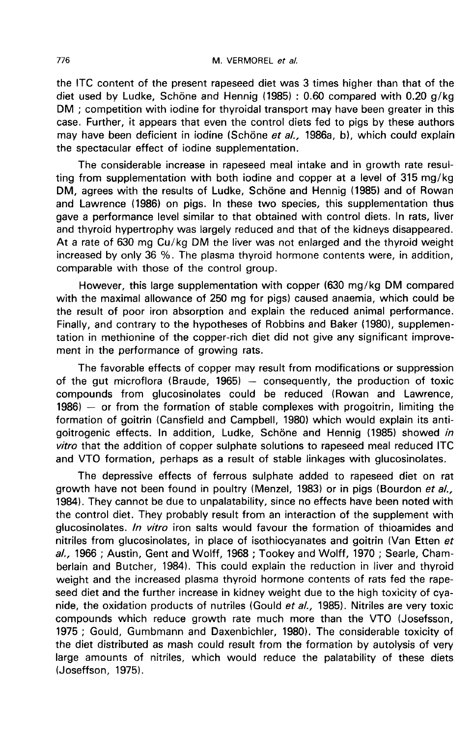the ITC content of the present rapeseed diet was 3 times higher than that of the diet used by Ludke, Schöne and Hennig (1985) : 0.60 compared with 0.20 g/kg DM ; competition with iodine for thyroidal transport may have been greater in this case. Further, it appears that even the control diets fed to pigs by these authors may have been deficient in iodine (Schöne *et al.,* 1986a, b), which could explain the spectacular effect of iodine supplementation.

The considerable increase in rapeseed meal intake and in growth rate resulting from supplementation with both iodine and copper at a level of 315 mg/kg DM, agrees with the results of Ludke, Schöne and Hennig (1985) and of Rowan and Lawrence (1986) on pigs. In these two species, this supplementation thus gave a performance level similar to that obtained with control diets. In rats, liver and thyroid hypertrophy was largely reduced and that of the kidneys disappeared. At a rate of 630 mg Cu/kg DM the liver was not enlarged and the thyroid weight increased by only 36 %. The plasma thyroid hormone contents were, in addition, comparable with those of the control group.

However, this large supplementation with copper (630 mg/kg DM compared with the maximal allowance of 250 mg for pigs) caused anaemia, which could be the result of poor iron absorption and explain the reduced animal performance. Finally, and contrary to the hypotheses of Robbins and Baker (1980), supplementation in methionine of the copper-rich diet did not give any significant improvement in the performance of growing rats.

The favorable effects of copper may result from modifications or suppression of the gut microflora (Braude, 1965) — consequently, the production of toxic compounds from glucosinolates could be reduced (Rowan and Lawrence, 1986) — or from the formation of stable complexes with progoitrin, limiting the formation of goitrin (Cansfield and Campbell, 1980) which would explain its antigoitrogenic effects. In addition, Ludke, Schöne and Hennig (1985) showed *in vitro* that the addition of copper sulphate solutions to rapeseed meal reduced ITC and VTO formation, perhaps as a result of stable linkages with glucosinolates.

The depressive effects of ferrous sulphate added to rapeseed diet on rat growth have not been found in poultry (Menzel, 1983) or in pigs (Bourdon *et al.,* 1984). They cannot be due to unpalatability, since no effects have been noted with the control diet. They probably result from an interaction of the supplement with glucosinolates. *In vitro* iron salts would favour the formation of thioamides and nitriles from glucosinolates, in place of isothiocyanates and goitrin (Van Etten *et al.,* 1966 ; Austin, Gent and Wolff, 1968 ; Tookey and Wolff, 1970 ; Searle, Chamberlain and Butcher, 1984). This could explain the reduction in liver and thyroid weight and the increased plasma thyroid hormone contents of rats fed the rapeseed diet and the further increase in kidney weight due to the high toxicity of cyanide, the oxidation products of nutriles (Gould *et al.,* 1985). Nitriles are very toxic compounds which reduce growth rate much more than the VTO (Josefsson, 1975 ; Gould, Gumbmann and Daxenbichler, 1980). The considerable toxicity of the diet distributed as mash could result from the formation by autolysis of very large amounts of nitriles, which would reduce the palatability of these diets (Joseffson, 1975).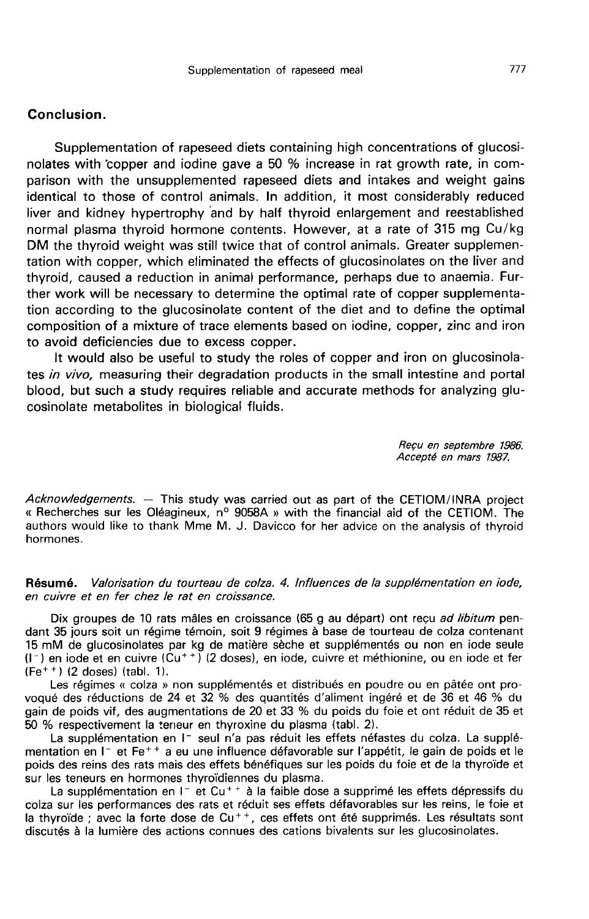## Conclusion.

Supplementation of rapeseed diets containing high concentrations of glucosinolates with copper and iodine gave a 50 % increase in rat growth rate, in comparison with the unsupplemented rapeseed diets and intakes and weight gains identical to those of control animals. In addition, it most considerably reduced liver and kidney hypertrophy and by half thyroid enlargement and reestablished normal plasma thyroid hormone contents. However, at a rate of 315 mg Cu/kg DM the thyroid weight was still twice that of control animals. Greater supplementation with copper, which eliminated the effects of glucosinolates on the liver and thyroid, caused a reduction in animal performance, perhaps due to anaemia. Further work will be necessary to determine the optimal rate of copper supplementation according to the glucosinolate content of the diet and to define the optimal composition of a mixture of trace elements based on iodine, copper, zinc and iron to avoid deficiencies due to excess copper.

It would also be useful to study the roles of copper and iron on glucosinolates *in vivo,* measuring their degradation products in the small intestine and portal blood, but such a study requires reliable and accurate methods for analyzing glucosinolate metabolites in biological fluids.

*Reçu en septembre 1986.*
*Accepté en mars 1987.*

*Acknowledgements.* — This study was carried out as part of the CETIOM/INRA project « Recherches sur les Oléagineux, n° 9058A » with the financial aid of the CETIOM. The authors would like to thank Mme M. J. Davicco for her advice on the analysis of thyroid hormones.

**Résumé.** *Valorisation du tourteau de colza. 4. Influences de la supplémentation en iode, en cuivre et en fer chez le rat en croissance.*

Dix groupes de 10 rats mâles en croissance (65 g au départ) ont reçu *ad libitum* pendant 35 jours soit un régime témoin, soit 9 régimes à base de tourteau de colza contenant 15 mM de glucosinolates par kg de matière sèche et supplémentés ou non en iode seule ($I^-$) en iode et en cuivre ($Cu^{++}$) (2 doses), en iode, cuivre et méthionine, ou en iode et fer ($Fe^{++}$) (2 doses) (tabl. 1).

Les régimes « colza » non supplémentés et distribués en poudre ou en pâtée ont provoqué des réductions de 24 et 32 % des quantités d'aliment ingéré et de 36 et 46 % du gain de poids vif, des augmentations de 20 et 33 % du poids du foie et ont réduit de 35 et 50 % respectivement la teneur en thyroxine du plasma (tabl. 2).

La supplémentation en $I^-$ seul n'a pas réduit les effets néfastes du colza. La supplémentation en $I^-$ et $Fe^{++}$ a eu une influence défavorable sur l'appétit, le gain de poids et le poids des reins des rats mais des effets bénéfiques sur les poids du foie et de la thyroïde et sur les teneurs en hormones thyroïdiennes du plasma.

La supplémentation en $I^-$ et $Cu^{++}$ à la faible dose a supprimé les effets dépressifs du colza sur les performances des rats et réduit ses effets défavorables sur les reins, le foie et la thyroïde ; avec la forte dose de $Cu^{++}$, ces effets ont été supprimés. Les résultats sont discutés à la lumière des actions connues des cations bivalents sur les glucosinolates.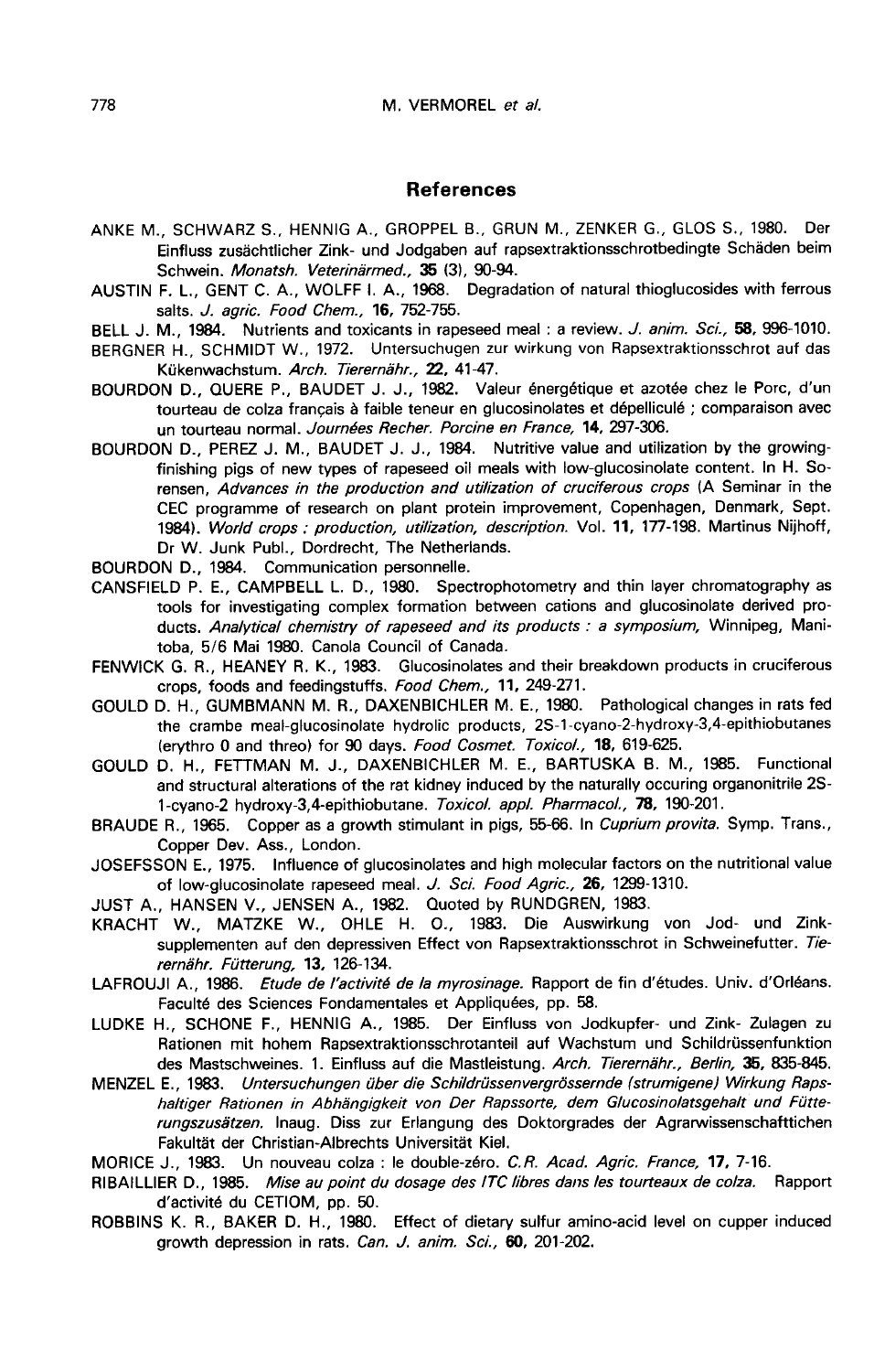## References

ANKE M., SCHWARZ S., HENNIG A., GROPPEL B., GRUN M., ZENKER G., GLOS S., 1980. Der Einfluss zusächtlicher Zink- und Jodgaben auf rapsextraktionsschrotbedingte Schäden beim Schwein. *Monatsh. Veterinärmed.*, **35** (3), 90-94.

AUSTIN F. L., GENT C. A., WOLFF I. A., 1968. Degradation of natural thioglucosides with ferrous salts. *J. agric. Food Chem.*, **16**, 752-755.

BELL J. M., 1984. Nutrients and toxicants in rapeseed meal : a review. *J. anim. Sci.*, **58**, 996-1010.

BERGNER H., SCHMIDT W., 1972. Untersuchugen zur wirkung von Rapsextraktionsschrot auf das Kükenwachstum. *Arch. Tierernähr.*, **22**, 41-47.

BOURDON D., QUERE P., BAUDET J. J., 1982. Valeur énergétique et azotée chez le Porc, d'un tourteau de colza français à faible teneur en glucosinolates et dépelliculé ; comparaison avec un tourteau normal. *Journées Recher. Porcine en France*, **14**, 297-306.

BOURDON D., PEREZ J. M., BAUDET J. J., 1984. Nutritive value and utilization by the growing-finishing pigs of new types of rapeseed oil meals with low-glucosinolate content. In H. Sorensen, *Advances in the production and utilization of cruciferous crops* (A Seminar in the CEC programme of research on plant protein improvement, Copenhagen, Denmark, Sept. 1984). *World crops : production, utilization, description.* Vol. **11**, 177-198. Martinus Nijhoff, Dr W. Junk Publ., Dordrecht, The Netherlands.

BOURDON D., 1984. Communication personnelle.

CANSFIELD P. E., CAMPBELL L. D., 1980. Spectrophotometry and thin layer chromatography as tools for investigating complex formation between cations and glucosinolate derived products. *Analytical chemistry of rapeseed and its products : a symposium,* Winnipeg, Manitoba, 5/6 Mai 1980. Canola Council of Canada.

FENWICK G. R., HEANEY R. K., 1983. Glucosinolates and their breakdown products in cruciferous crops, foods and feedingstuffs. *Food Chem.*, **11**, 249-271.

GOULD D. H., GUMBMANN M. R., DAXENBICHLER M. E., 1980. Pathological changes in rats fed the crambe meal-glucosinolate hydrolic products, 2S-1-cyano-2-hydroxy-3,4-epithiobutanes (erythro 0 and threo) for 90 days. *Food Cosmet. Toxicol.*, **18**, 619-625.

GOULD D. H., FETTMAN M. J., DAXENBICHLER M. E., BARTUSKA B. M., 1985. Functional and structural alterations of the rat kidney induced by the naturally occuring organonitrile 2S-1-cyano-2 hydroxy-3,4-epithiobutane. *Toxicol. appl. Pharmacol.*, **78**, 190-201.

BRAUDE R., 1965. Copper as a growth stimulant in pigs, 55-66. In *Cuprium provita.* Symp. Trans., Copper Dev. Ass., London.

JOSEFSSON E., 1975. Influence of glucosinolates and high molecular factors on the nutritional value of low-glucosinolate rapeseed meal. *J. Sci. Food Agric.*, **26**, 1299-1310.

JUST A., HANSEN V., JENSEN A., 1982. Quoted by RUNDGREN, 1983.

KRACHT W., MATZKE W., OHLE H. O., 1983. Die Auswirkung von Jod- und Zinksupplementen auf den depressiven Effect von Rapsextraktionsschrot in Schweinefutter. *Tierernähr. Fütterung,* **13**, 126-134.

LAFROUJI A., 1986. *Etude de l'activité de la myrosinage.* Rapport de fin d'études. Univ. d'Orléans. Faculté des Sciences Fondamentales et Appliquées, pp. 58.

LUDKE H., SCHONE F., HENNIG A., 1985. Der Einfluss von Jodkupfer- und Zink- Zulagen zu Rationen mit hohem Rapsextraktionsschrotanteil auf Wachstum und Schildrüssenfunktion des Mastschweines. 1. Einfluss auf die Mastleistung. *Arch. Tierernähr., Berlin,* **35**, 835-845.

MENZEL E., 1983. *Untersuchungen über die Schildrüssenvergrössernde (strumigene) Wirkung Rapshaltiger Rationen in Abhängigkeit von Der Rapssorte, dem Glucosinolatsgehalt und Fütterungszusätzen.* Inaug. Diss zur Erlangung des Doktorgrades der Agrarwissenschafttichen Fakultät der Christian-Albrechts Universität Kiel.

MORICE J., 1983. Un nouveau colza : le double-zéro. *C.R. Acad. Agric. France,* **17**, 7-16.

RIBAILLIER D., 1985. *Mise au point du dosage des ITC libres dans les tourteaux de colza.* Rapport d'activité du CETIOM, pp. 50.

ROBBINS K. R., BAKER D. H., 1980. Effect of dietary sulfur amino-acid level on cupper induced growth depression in rats. *Can. J. anim. Sci.*, **60**, 201-202.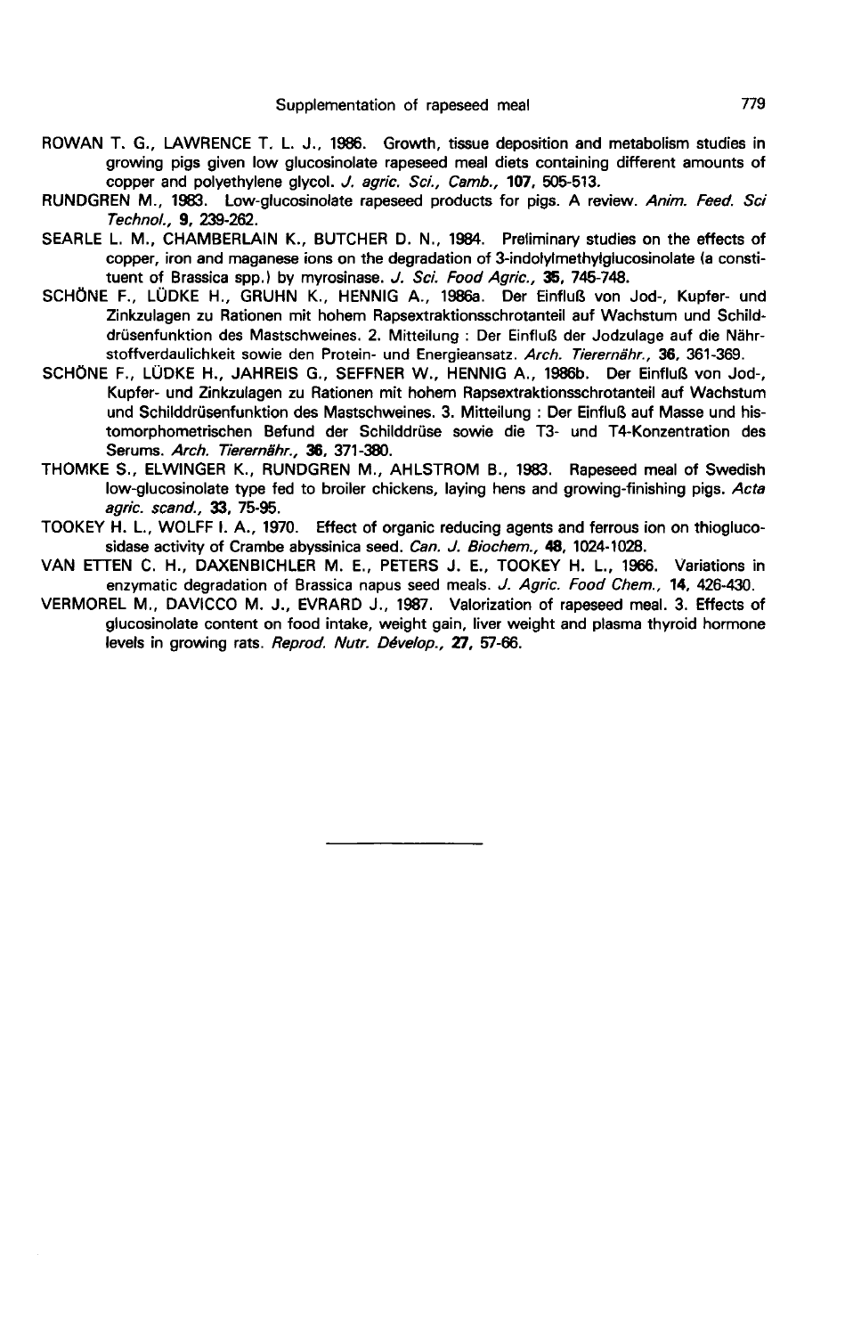ROWAN T. G., LAWRENCE T. L. J., 1986. Growth, tissue deposition and metabolism studies in growing pigs given low glucosinolate rapeseed meal diets containing different amounts of copper and polyethylene glycol. *J. agric. Sci., Camb.*, **107**, 505-513.

RUNDGREN M., 1983. Low-glucosinolate rapeseed products for pigs. A review. *Anim. Feed. Sci Technol.*, **9**, 239-262.

SEARLE L. M., CHAMBERLAIN K., BUTCHER D. N., 1984. Preliminary studies on the effects of copper, iron and maganese ions on the degradation of 3-indolylmethylglucosinolate (a constituent of Brassica spp.) by myrosinase. *J. Sci. Food Agric.*, **35**, 745-748.

SCHÖNE F., LÜDKE H., GRUHN K., HENNIG A., 1986a. Der Einfluß von Jod-, Kupfer- und Zinkzulagen zu Rationen mit hohem Rapsextraktionsschrotanteil auf Wachstum und Schilddrüsenfunktion des Mastschweines. 2. Mitteilung : Der Einfluß der Jodzulage auf die Nährstoffverdaulichkeit sowie den Protein- und Energieansatz. *Arch. Tierernähr.*, **36**, 361-369.

SCHÖNE F., LÜDKE H., JAHREIS G., SEFFNER W., HENNIG A., 1986b. Der Einfluß von Jod-, Kupfer- und Zinkzulagen zu Rationen mit hohem Rapsextraktionsschrotanteil auf Wachstum und Schilddrüsenfunktion des Mastschweines. 3. Mitteilung : Der Einfluß auf Masse und histomorphometrischen Befund der Schilddrüse sowie die T3- und T4-Konzentration des Serums. *Arch. Tierernähr.*, **36**, 371-380.

THOMKE S., ELWINGER K., RUNDGREN M., AHLSTROM B., 1983. Rapeseed meal of Swedish low-glucosinolate type fed to broiler chickens, laying hens and growing-finishing pigs. *Acta agric. scand.*, **33**, 75-95.

TOOKEY H. L., WOLFF I. A., 1970. Effect of organic reducing agents and ferrous ion on thioglucosidase activity of Crambe abyssinica seed. *Can. J. Biochem.*, **48**, 1024-1028.

VAN ETTEN C. H., DAXENBICHLER M. E., PETERS J. E., TOOKEY H. L., 1966. Variations in enzymatic degradation of Brassica napus seed meals. *J. Agric. Food Chem.*, **14**, 426-430.

VERMOREL M., DAVICCO M. J., EVRARD J., 1987. Valorization of rapeseed meal. 3. Effects of glucosinolate content on food intake, weight gain, liver weight and plasma thyroid hormone levels in growing rats. *Reprod. Nutr. Dévelop.*, **27**, 57-66.